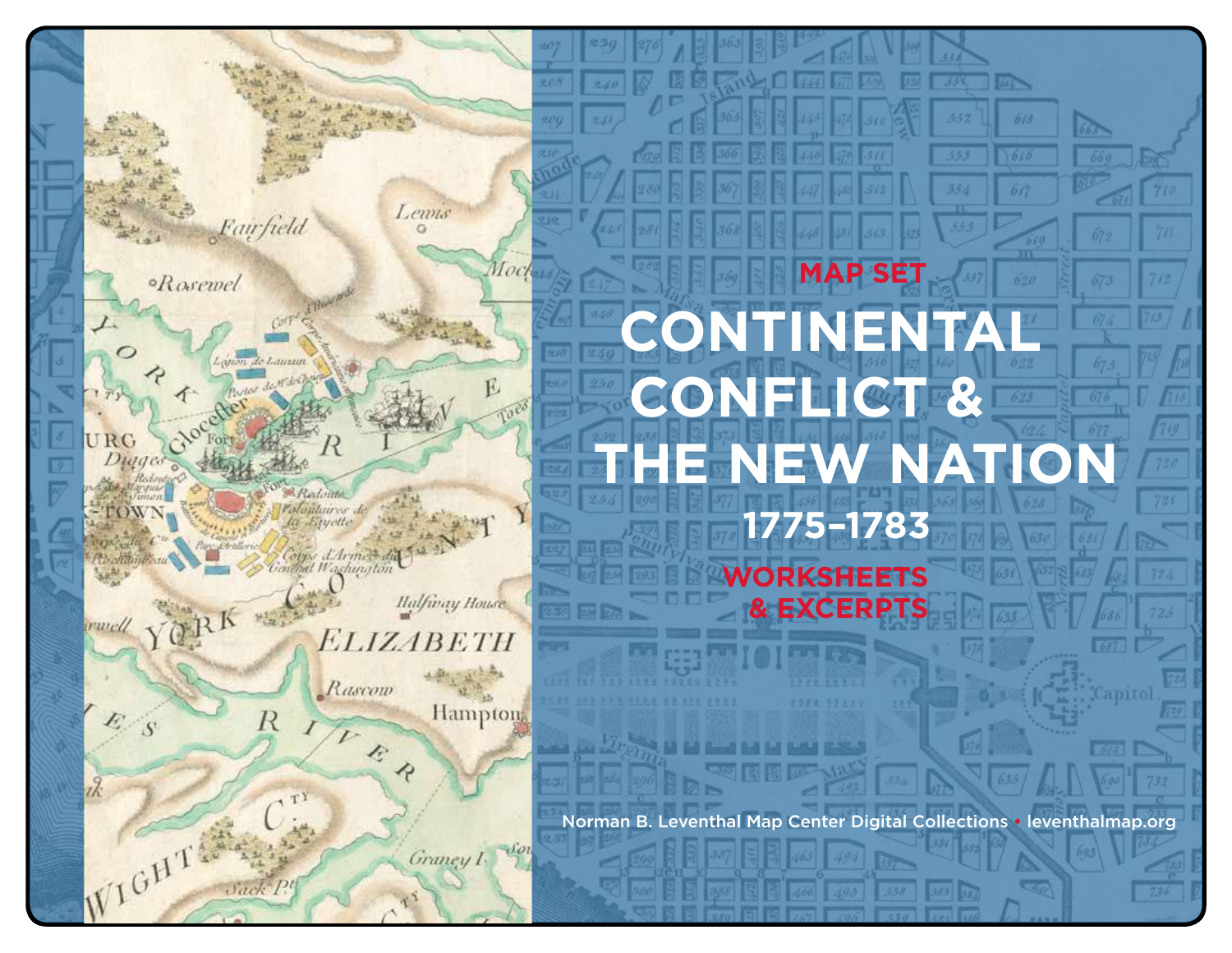MAP SET

# CONTINENTAL CONFLICT & THE NEW NATION

## 1775–1783

WORKSHEETS & EXCERPTS

Norman B. Leventhal Map Center Digital Collections • leventhalmap.org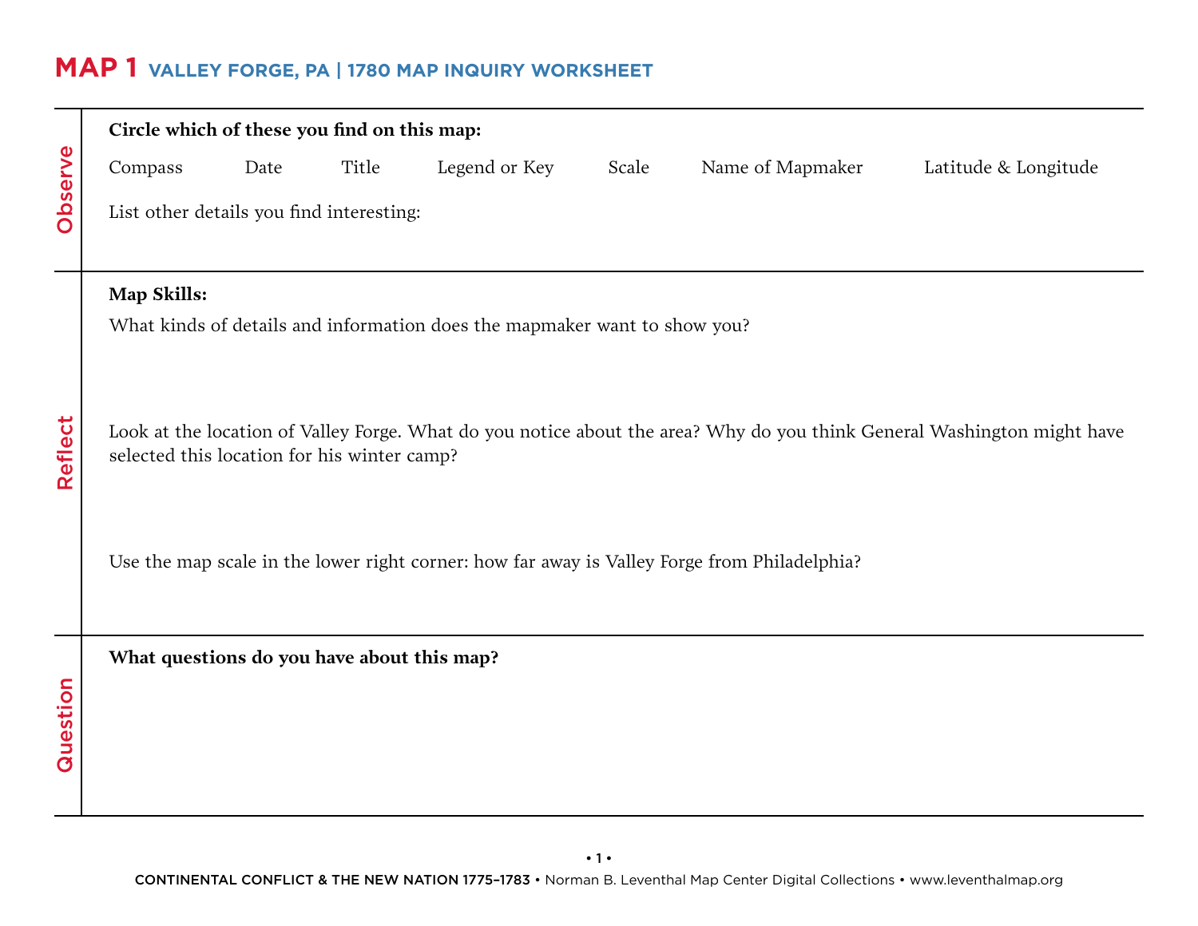# MAP 1 VALLEY FORGE, PA | 1780 MAP INQUIRY WORKSHEET

## Observe

**Circle which of these you find on this map:**

Compass    Date    Title    Legend or Key    Scale    Name of Mapmaker    Latitude & Longitude

List other details you find interesting:

## Reflect

**Map Skills:**

What kinds of details and information does the mapmaker want to show you?

Look at the location of Valley Forge. What do you notice about the area? Why do you think General Washington might have selected this location for his winter camp?

Use the map scale in the lower right corner: how far away is Valley Forge from Philadelphia?

## Question

**What questions do you have about this map?**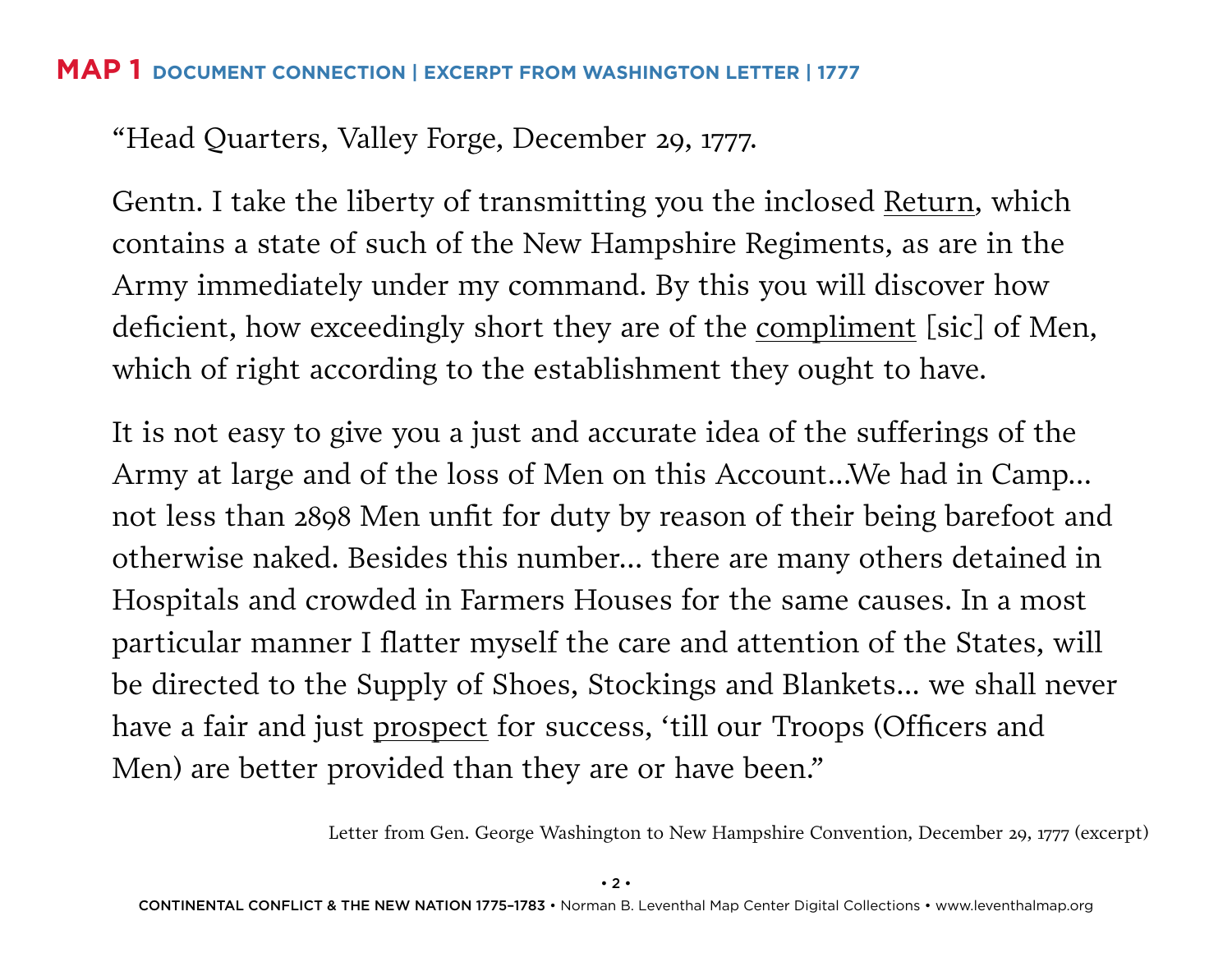## MAP 1 DOCUMENT CONNECTION | EXCERPT FROM WASHINGTON LETTER | 1777

"Head Quarters, Valley Forge, December 29, 1777.

Gentn. I take the liberty of transmitting you the inclosed <u>Return</u>, which contains a state of such of the New Hampshire Regiments, as are in the Army immediately under my command. By this you will discover how deficient, how exceedingly short they are of the <u>compliment</u> [sic] of Men, which of right according to the establishment they ought to have.

It is not easy to give you a just and accurate idea of the sufferings of the Army at large and of the loss of Men on this Account…We had in Camp… not less than 2898 Men unfit for duty by reason of their being barefoot and otherwise naked. Besides this number… there are many others detained in Hospitals and crowded in Farmers Houses for the same causes. In a most particular manner I flatter myself the care and attention of the States, will be directed to the Supply of Shoes, Stockings and Blankets… we shall never have a fair and just <u>prospect</u> for success, 'till our Troops (Officers and Men) are better provided than they are or have been."

Letter from Gen. George Washington to New Hampshire Convention, December 29, 1777 (excerpt)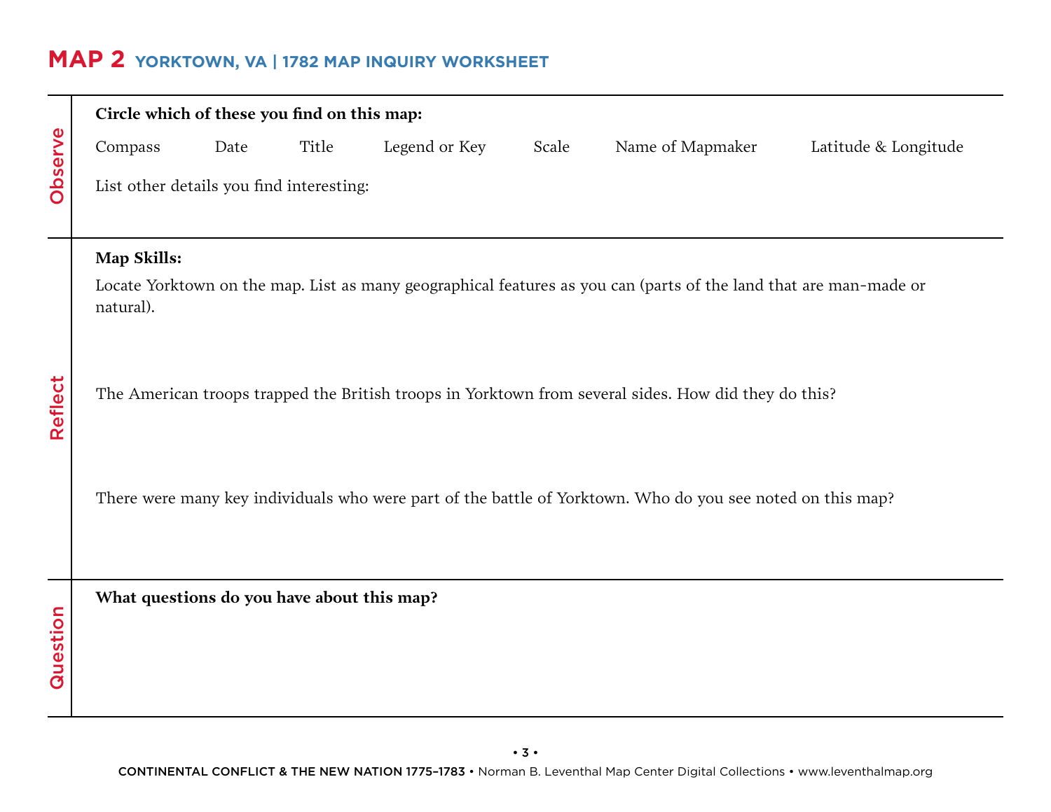# MAP 2 YORKTOWN, VA | 1782 MAP INQUIRY WORKSHEET

## Observe

**Circle which of these you find on this map:**

Compass     Date     Title     Legend or Key     Scale     Name of Mapmaker     Latitude & Longitude

List other details you find interesting:

## Reflect

**Map Skills:**

Locate Yorktown on the map. List as many geographical features as you can (parts of the land that are man-made or natural).

The American troops trapped the British troops in Yorktown from several sides. How did they do this?

There were many key individuals who were part of the battle of Yorktown. Who do you see noted on this map?

## Question

**What questions do you have about this map?**

CONTINENTAL CONFLICT & THE NEW NATION 1775–1783 • Norman B. Leventhal Map Center Digital Collections • www.leventhalmap.org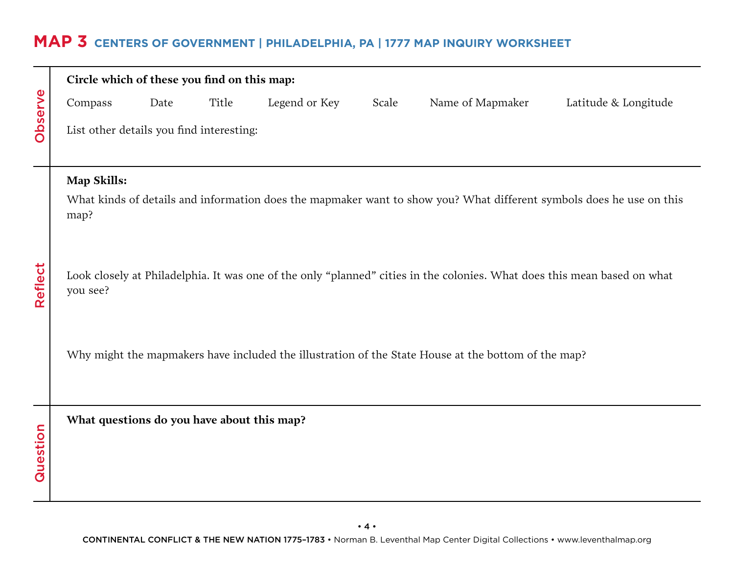# MAP 3 CENTERS OF GOVERNMENT | PHILADELPHIA, PA | 1777 MAP INQUIRY WORKSHEET

## Observe

**Circle which of these you find on this map:**

Compass    Date    Title    Legend or Key    Scale    Name of Mapmaker    Latitude & Longitude

List other details you find interesting:

## Reflect

**Map Skills:**

What kinds of details and information does the mapmaker want to show you? What different symbols does he use on this map?

Look closely at Philadelphia. It was one of the only "planned" cities in the colonies. What does this mean based on what you see?

Why might the mapmakers have included the illustration of the State House at the bottom of the map?

## Question

**What questions do you have about this map?**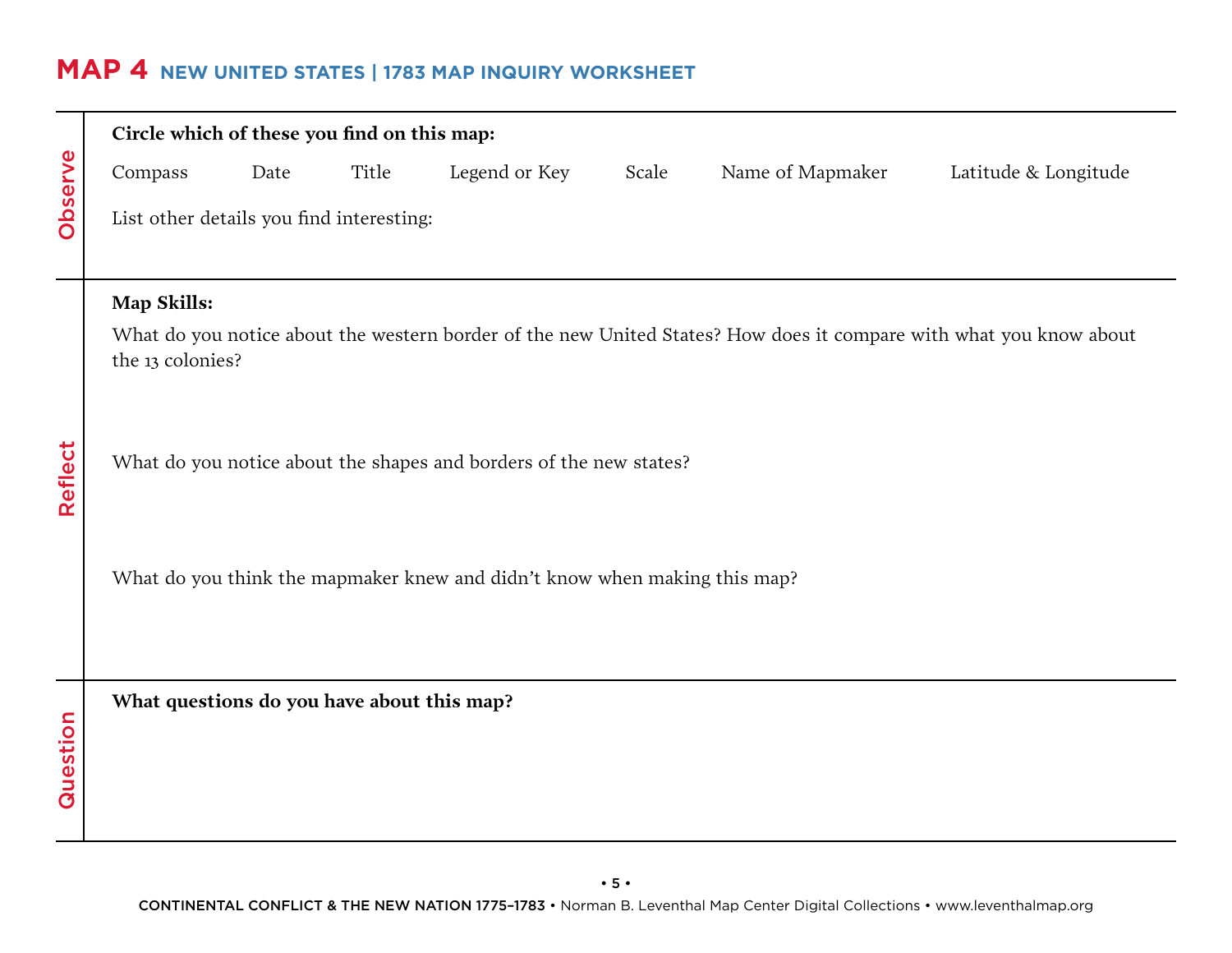# MAP 4 NEW UNITED STATES | 1783 MAP INQUIRY WORKSHEET

## Observe

**Circle which of these you find on this map:**

Compass    Date    Title    Legend or Key    Scale    Name of Mapmaker    Latitude & Longitude

List other details you find interesting:

## Reflect

**Map Skills:**

What do you notice about the western border of the new United States? How does it compare with what you know about the 13 colonies?

What do you notice about the shapes and borders of the new states?

What do you think the mapmaker knew and didn't know when making this map?

## Question

**What questions do you have about this map?**